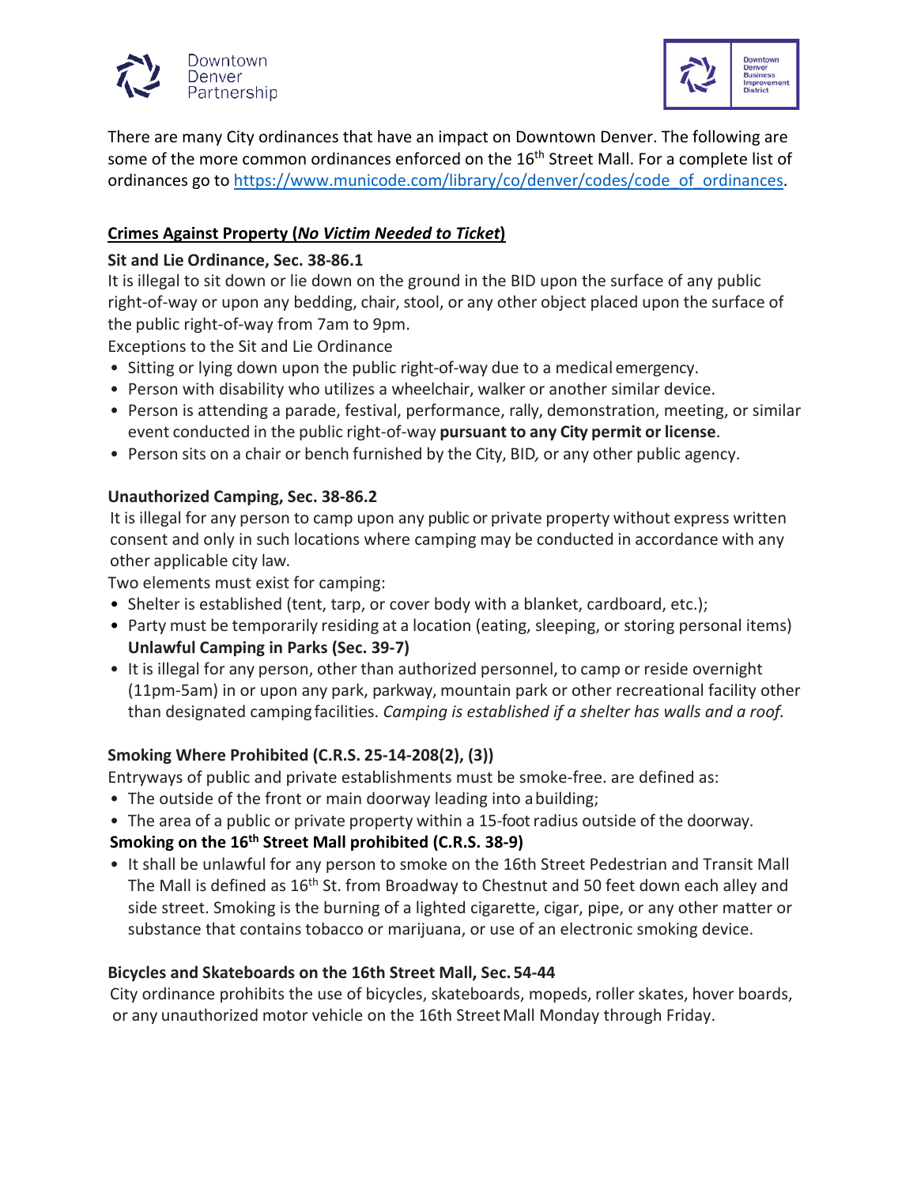There are many City ordinances that have an impact on Downtown Denver. The following are some of the more common ordinances enforced on the 16th Street Mall. For a complete list of ordinances go to https://www.municode.com/library/co/denver/codes/code_of_ordinances.

## Crimes Against Property (*No Victim Needed to Ticket*)

### Sit and Lie Ordinance, Sec. 38-86.1

It is illegal to sit down or lie down on the ground in the BID upon the surface of any public right-of-way or upon any bedding, chair, stool, or any other object placed upon the surface of the public right-of-way from 7am to 9pm.

Exceptions to the Sit and Lie Ordinance

- Sitting or lying down upon the public right-of-way due to a medical emergency.
- Person with disability who utilizes a wheelchair, walker or another similar device.
- Person is attending a parade, festival, performance, rally, demonstration, meeting, or similar event conducted in the public right-of-way **pursuant to any City permit or license**.
- Person sits on a chair or bench furnished by the City, BID, or any other public agency.

### Unauthorized Camping, Sec. 38-86.2

It is illegal for any person to camp upon any public or private property without express written consent and only in such locations where camping may be conducted in accordance with any other applicable city law.

Two elements must exist for camping:

- Shelter is established (tent, tarp, or cover body with a blanket, cardboard, etc.);
- Party must be temporarily residing at a location (eating, sleeping, or storing personal items)

**Unlawful Camping in Parks (Sec. 39-7)**

- It is illegal for any person, other than authorized personnel, to camp or reside overnight (11pm-5am) in or upon any park, parkway, mountain park or other recreational facility other than designated camping facilities. *Camping is established if a shelter has walls and a roof.*

### Smoking Where Prohibited (C.R.S. 25-14-208(2), (3))

Entryways of public and private establishments must be smoke-free. are defined as:

- The outside of the front or main doorway leading into a building;
- The area of a public or private property within a 15-foot radius outside of the doorway.

**Smoking on the 16th Street Mall prohibited (C.R.S. 38-9)**

- It shall be unlawful for any person to smoke on the 16th Street Pedestrian and Transit Mall The Mall is defined as 16th St. from Broadway to Chestnut and 50 feet down each alley and side street. Smoking is the burning of a lighted cigarette, cigar, pipe, or any other matter or substance that contains tobacco or marijuana, or use of an electronic smoking device.

### Bicycles and Skateboards on the 16th Street Mall, Sec. 54-44

City ordinance prohibits the use of bicycles, skateboards, mopeds, roller skates, hover boards, or any unauthorized motor vehicle on the 16th Street Mall Monday through Friday.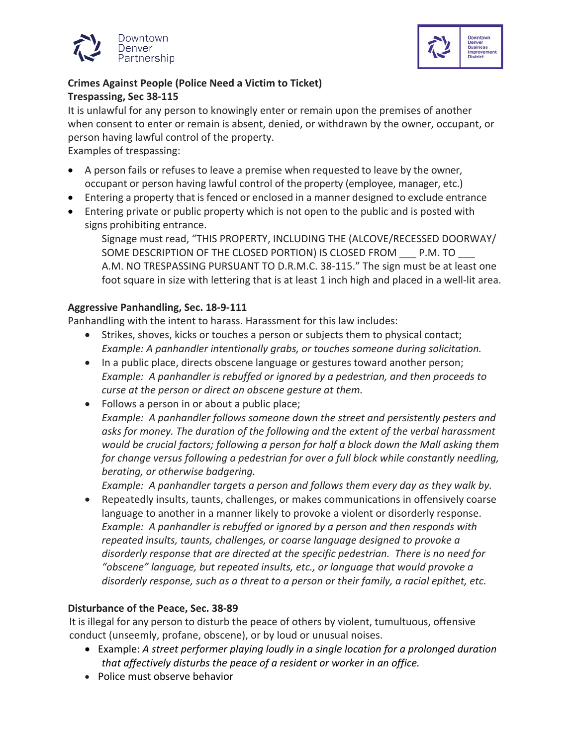**Crimes Against People (Police Need a Victim to Ticket)**

**Trespassing, Sec 38-115**

It is unlawful for any person to knowingly enter or remain upon the premises of another when consent to enter or remain is absent, denied, or withdrawn by the owner, occupant, or person having lawful control of the property.

Examples of trespassing:

- A person fails or refuses to leave a premise when requested to leave by the owner, occupant or person having lawful control of the property (employee, manager, etc.)
- Entering a property that is fenced or enclosed in a manner designed to exclude entrance
- Entering private or public property which is not open to the public and is posted with signs prohibiting entrance.

  Signage must read, "THIS PROPERTY, INCLUDING THE (ALCOVE/RECESSED DOORWAY/ SOME DESCRIPTION OF THE CLOSED PORTION) IS CLOSED FROM ___ P.M. TO ___ A.M. NO TRESPASSING PURSUANT TO D.R.M.C. 38-115." The sign must be at least one foot square in size with lettering that is at least 1 inch high and placed in a well-lit area.

**Aggressive Panhandling, Sec. 18-9-111**

Panhandling with the intent to harass. Harassment for this law includes:

- Strikes, shoves, kicks or touches a person or subjects them to physical contact;
  *Example: A panhandler intentionally grabs, or touches someone during solicitation.*
- In a public place, directs obscene language or gestures toward another person;
  *Example: A panhandler is rebuffed or ignored by a pedestrian, and then proceeds to curse at the person or direct an obscene gesture at them.*
- Follows a person in or about a public place;
  *Example: A panhandler follows someone down the street and persistently pesters and asks for money. The duration of the following and the extent of the verbal harassment would be crucial factors; following a person for half a block down the Mall asking them for change versus following a pedestrian for over a full block while constantly needling, berating, or otherwise badgering.*
  *Example: A panhandler targets a person and follows them every day as they walk by.*
- Repeatedly insults, taunts, challenges, or makes communications in offensively coarse language to another in a manner likely to provoke a violent or disorderly response.
  *Example: A panhandler is rebuffed or ignored by a person and then responds with repeated insults, taunts, challenges, or coarse language designed to provoke a disorderly response that are directed at the specific pedestrian. There is no need for "obscene" language, but repeated insults, etc., or language that would provoke a disorderly response, such as a threat to a person or their family, a racial epithet, etc.*

**Disturbance of the Peace, Sec. 38-89**

It is illegal for any person to disturb the peace of others by violent, tumultuous, offensive conduct (unseemly, profane, obscene), or by loud or unusual noises.

- Example: *A street performer playing loudly in a single location for a prolonged duration that affectively disturbs the peace of a resident or worker in an office.*
- Police must observe behavior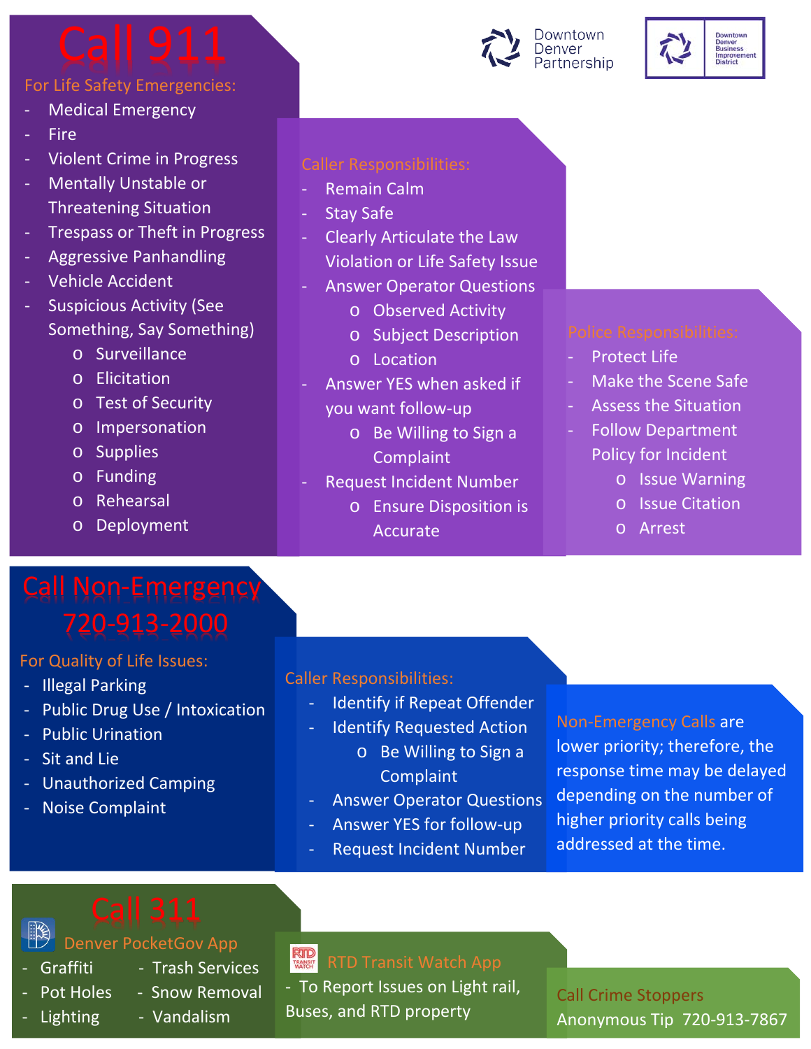Downtown Denver Partnership

Downtown Denver Business Improvement District

# Call 911

**For Life Safety Emergencies:**

- Medical Emergency
- Fire
- Violent Crime in Progress
- Mentally Unstable or Threatening Situation
- Trespass or Theft in Progress
- Aggressive Panhandling
- Vehicle Accident
- Suspicious Activity (See Something, Say Something)
  - Surveillance
  - Elicitation
  - Test of Security
  - Impersonation
  - Supplies
  - Funding
  - Rehearsal
  - Deployment

**Caller Responsibilities:**

- Remain Calm
- Stay Safe
- Clearly Articulate the Law Violation or Life Safety Issue
- Answer Operator Questions
  - Observed Activity
  - Subject Description
  - Location
- Answer YES when asked if you want follow-up
  - Be Willing to Sign a Complaint
- Request Incident Number
  - Ensure Disposition is Accurate

**Police Responsibilities:**

- Protect Life
- Make the Scene Safe
- Assess the Situation
- Follow Department Policy for Incident
  - Issue Warning
  - Issue Citation
  - Arrest

# Call Non-Emergency 720-913-2000

**For Quality of Life Issues:**

- Illegal Parking
- Public Drug Use / Intoxication
- Public Urination
- Sit and Lie
- Unauthorized Camping
- Noise Complaint

**Caller Responsibilities:**

- Identify if Repeat Offender
- Identify Requested Action
  - Be Willing to Sign a Complaint
- Answer Operator Questions
- Answer YES for follow-up
- Request Incident Number

**Non-Emergency Calls** are lower priority; therefore, the response time may be delayed depending on the number of higher priority calls being addressed at the time.

# Call 311

**Denver PocketGov App**

- Graffiti
- Pot Holes
- Lighting
- Trash Services
- Snow Removal
- Vandalism

**RTD Transit Watch App**

- To Report Issues on Light rail, Buses, and RTD property

**Call Crime Stoppers**

Anonymous Tip 720-913-7867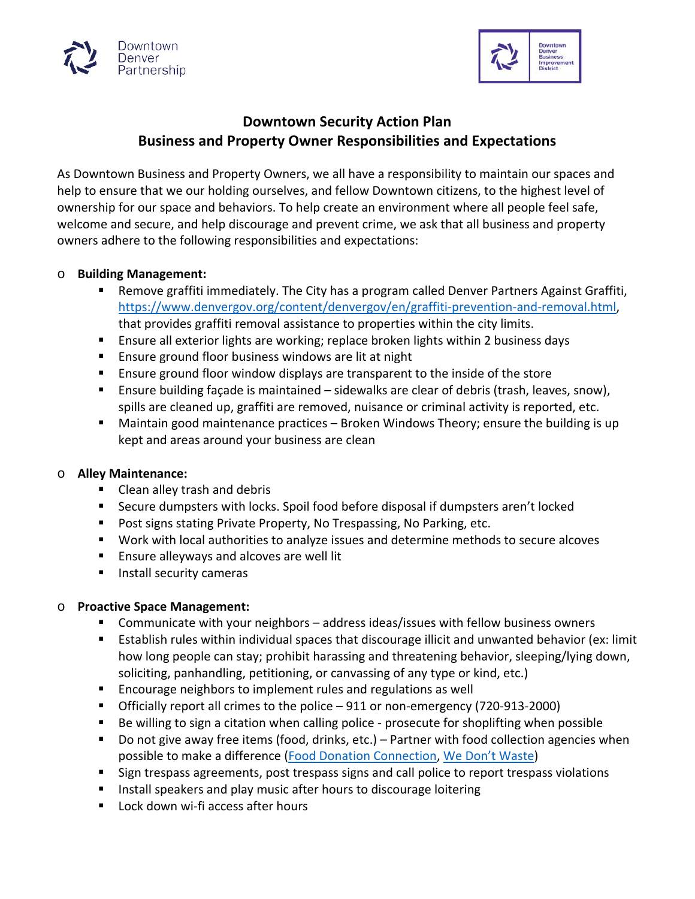# Downtown Security Action Plan
## Business and Property Owner Responsibilities and Expectations

As Downtown Business and Property Owners, we all have a responsibility to maintain our spaces and help to ensure that we our holding ourselves, and fellow Downtown citizens, to the highest level of ownership for our space and behaviors. To help create an environment where all people feel safe, welcome and secure, and help discourage and prevent crime, we ask that all business and property owners adhere to the following responsibilities and expectations:

- **Building Management:**
  - Remove graffiti immediately. The City has a program called Denver Partners Against Graffiti, [https://www.denvergov.org/content/denvergov/en/graffiti-prevention-and-removal.html](https://www.denvergov.org/content/denvergov/en/graffiti-prevention-and-removal.html), that provides graffiti removal assistance to properties within the city limits.
  - Ensure all exterior lights are working; replace broken lights within 2 business days
  - Ensure ground floor business windows are lit at night
  - Ensure ground floor window displays are transparent to the inside of the store
  - Ensure building façade is maintained – sidewalks are clear of debris (trash, leaves, snow), spills are cleaned up, graffiti are removed, nuisance or criminal activity is reported, etc.
  - Maintain good maintenance practices – Broken Windows Theory; ensure the building is up kept and areas around your business are clean

- **Alley Maintenance:**
  - Clean alley trash and debris
  - Secure dumpsters with locks. Spoil food before disposal if dumpsters aren't locked
  - Post signs stating Private Property, No Trespassing, No Parking, etc.
  - Work with local authorities to analyze issues and determine methods to secure alcoves
  - Ensure alleyways and alcoves are well lit
  - Install security cameras

- **Proactive Space Management:**
  - Communicate with your neighbors – address ideas/issues with fellow business owners
  - Establish rules within individual spaces that discourage illicit and unwanted behavior (ex: limit how long people can stay; prohibit harassing and threatening behavior, sleeping/lying down, soliciting, panhandling, petitioning, or canvassing of any type or kind, etc.)
  - Encourage neighbors to implement rules and regulations as well
  - Officially report all crimes to the police – 911 or non-emergency (720-913-2000)
  - Be willing to sign a citation when calling police - prosecute for shoplifting when possible
  - Do not give away free items (food, drinks, etc.) – Partner with food collection agencies when possible to make a difference (Food Donation Connection, We Don't Waste)
  - Sign trespass agreements, post trespass signs and call police to report trespass violations
  - Install speakers and play music after hours to discourage loitering
  - Lock down wi-fi access after hours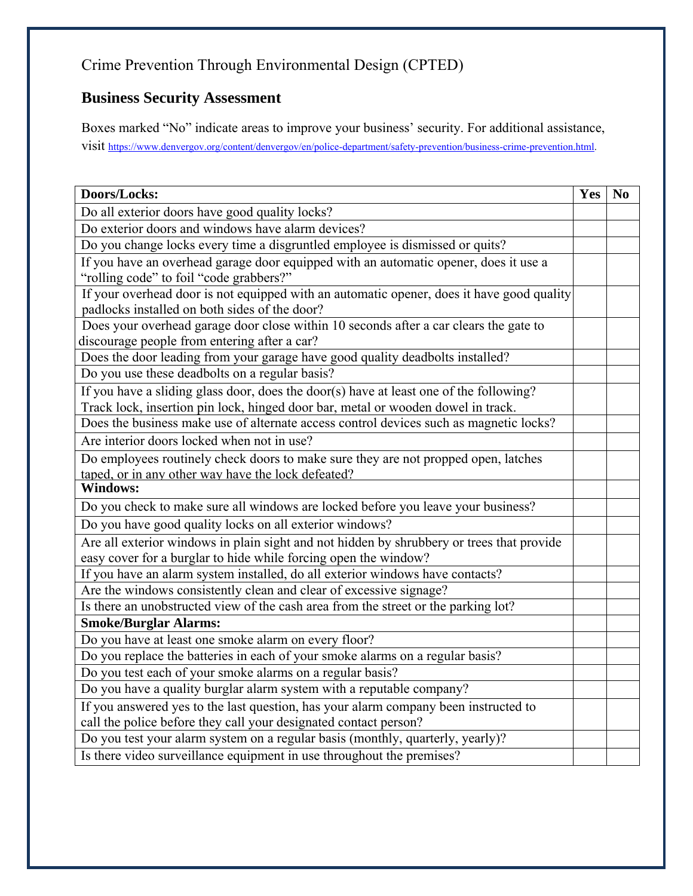Crime Prevention Through Environmental Design (CPTED)

## Business Security Assessment

Boxes marked "No" indicate areas to improve your business' security. For additional assistance, visit https://www.denvergov.org/content/denvergov/en/police-department/safety-prevention/business-crime-prevention.html.

| **Doors/Locks:** | **Yes** | **No** |
|---|---|---|
| Do all exterior doors have good quality locks? | | |
| Do exterior doors and windows have alarm devices? | | |
| Do you change locks every time a disgruntled employee is dismissed or quits? | | |
| If you have an overhead garage door equipped with an automatic opener, does it use a "rolling code" to foil "code grabbers?" | | |
| If your overhead door is not equipped with an automatic opener, does it have good quality padlocks installed on both sides of the door? | | |
| Does your overhead garage door close within 10 seconds after a car clears the gate to discourage people from entering after a car? | | |
| Does the door leading from your garage have good quality deadbolts installed? | | |
| Do you use these deadbolts on a regular basis? | | |
| If you have a sliding glass door, does the door(s) have at least one of the following? Track lock, insertion pin lock, hinged door bar, metal or wooden dowel in track. | | |
| Does the business make use of alternate access control devices such as magnetic locks? | | |
| Are interior doors locked when not in use? | | |
| Do employees routinely check doors to make sure they are not propped open, latches taped, or in any other way have the lock defeated? | | |
| **Windows:** | | |
| Do you check to make sure all windows are locked before you leave your business? | | |
| Do you have good quality locks on all exterior windows? | | |
| Are all exterior windows in plain sight and not hidden by shrubbery or trees that provide easy cover for a burglar to hide while forcing open the window? | | |
| If you have an alarm system installed, do all exterior windows have contacts? | | |
| Are the windows consistently clean and clear of excessive signage? | | |
| Is there an unobstructed view of the cash area from the street or the parking lot? | | |
| **Smoke/Burglar Alarms:** | | |
| Do you have at least one smoke alarm on every floor? | | |
| Do you replace the batteries in each of your smoke alarms on a regular basis? | | |
| Do you test each of your smoke alarms on a regular basis? | | |
| Do you have a quality burglar alarm system with a reputable company? | | |
| If you answered yes to the last question, has your alarm company been instructed to call the police before they call your designated contact person? | | |
| Do you test your alarm system on a regular basis (monthly, quarterly, yearly)? | | |
| Is there video surveillance equipment in use throughout the premises? | | |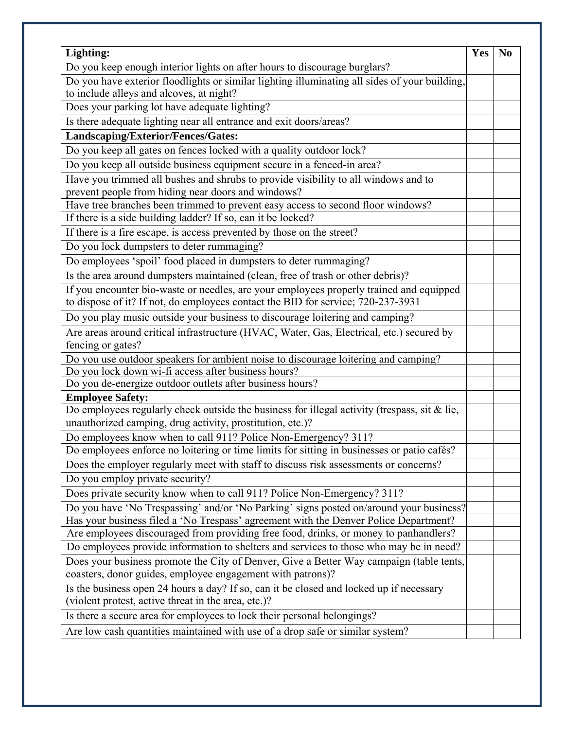| Lighting: | Yes | No |
|---|---|---|
| Do you keep enough interior lights on after hours to discourage burglars? | | |
| Do you have exterior floodlights or similar lighting illuminating all sides of your building, to include alleys and alcoves, at night? | | |
| Does your parking lot have adequate lighting? | | |
| Is there adequate lighting near all entrance and exit doors/areas? | | |
| **Landscaping/Exterior/Fences/Gates:** | | |
| Do you keep all gates on fences locked with a quality outdoor lock? | | |
| Do you keep all outside business equipment secure in a fenced-in area? | | |
| Have you trimmed all bushes and shrubs to provide visibility to all windows and to prevent people from hiding near doors and windows? | | |
| Have tree branches been trimmed to prevent easy access to second floor windows? | | |
| If there is a side building ladder? If so, can it be locked? | | |
| If there is a fire escape, is access prevented by those on the street? | | |
| Do you lock dumpsters to deter rummaging? | | |
| Do employees 'spoil' food placed in dumpsters to deter rummaging? | | |
| Is the area around dumpsters maintained (clean, free of trash or other debris)? | | |
| If you encounter bio-waste or needles, are your employees properly trained and equipped to dispose of it? If not, do employees contact the BID for service; 720-237-3931 | | |
| Do you play music outside your business to discourage loitering and camping? | | |
| Are areas around critical infrastructure (HVAC, Water, Gas, Electrical, etc.) secured by fencing or gates? | | |
| Do you use outdoor speakers for ambient noise to discourage loitering and camping? | | |
| Do you lock down wi-fi access after business hours? | | |
| Do you de-energize outdoor outlets after business hours? | | |
| **Employee Safety:** | | |
| Do employees regularly check outside the business for illegal activity (trespass, sit & lie, unauthorized camping, drug activity, prostitution, etc.)? | | |
| Do employees know when to call 911? Police Non-Emergency? 311? | | |
| Do employees enforce no loitering or time limits for sitting in businesses or patio cafés? | | |
| Does the employer regularly meet with staff to discuss risk assessments or concerns? | | |
| Do you employ private security? | | |
| Does private security know when to call 911? Police Non-Emergency? 311? | | |
| Do you have 'No Trespassing' and/or 'No Parking' signs posted on/around your business? | | |
| Has your business filed a 'No Trespass' agreement with the Denver Police Department? | | |
| Are employees discouraged from providing free food, drinks, or money to panhandlers? | | |
| Do employees provide information to shelters and services to those who may be in need? | | |
| Does your business promote the City of Denver, Give a Better Way campaign (table tents, coasters, donor guides, employee engagement with patrons)? | | |
| Is the business open 24 hours a day? If so, can it be closed and locked up if necessary (violent protest, active threat in the area, etc.)? | | |
| Is there a secure area for employees to lock their personal belongings? | | |
| Are low cash quantities maintained with use of a drop safe or similar system? | | |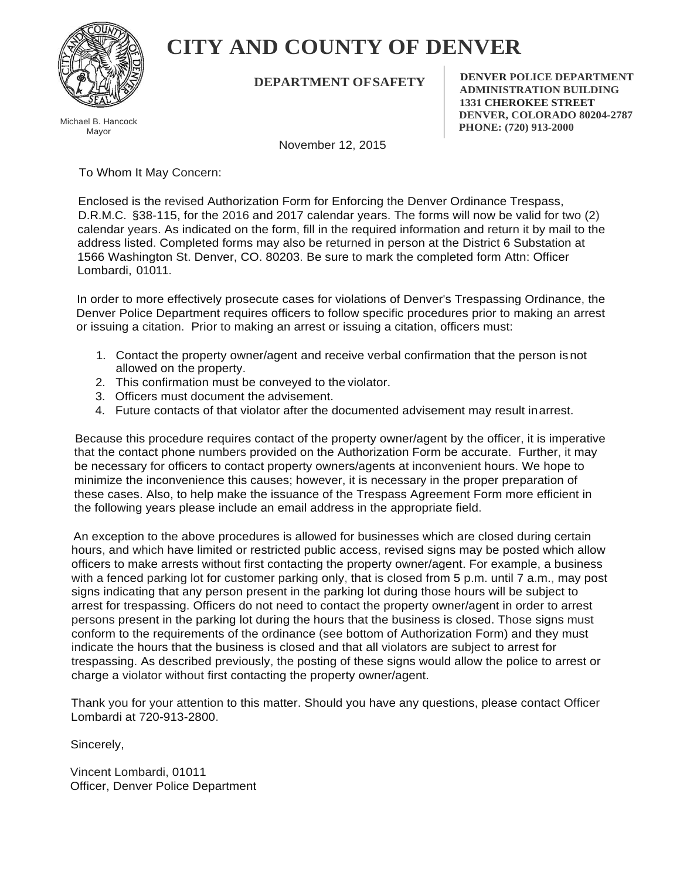# CITY AND COUNTY OF DENVER

**DEPARTMENT OF SAFETY**

**DENVER POLICE DEPARTMENT**
**ADMINISTRATION BUILDING**
**1331 CHEROKEE STREET**
**DENVER, COLORADO 80204-2787**
**PHONE: (720) 913-2000**

Michael B. Hancock
Mayor

November 12, 2015

To Whom It May Concern:

Enclosed is the revised Authorization Form for Enforcing the Denver Ordinance Trespass, D.R.M.C. §38-115, for the 2016 and 2017 calendar years. The forms will now be valid for two (2) calendar years. As indicated on the form, fill in the required information and return it by mail to the address listed. Completed forms may also be returned in person at the District 6 Substation at 1566 Washington St. Denver, CO. 80203. Be sure to mark the completed form Attn: Officer Lombardi, 01011.

In order to more effectively prosecute cases for violations of Denver's Trespassing Ordinance, the Denver Police Department requires officers to follow specific procedures prior to making an arrest or issuing a citation. Prior to making an arrest or issuing a citation, officers must:

1. Contact the property owner/agent and receive verbal confirmation that the person is not allowed on the property.
2. This confirmation must be conveyed to the violator.
3. Officers must document the advisement.
4. Future contacts of that violator after the documented advisement may result in arrest.

Because this procedure requires contact of the property owner/agent by the officer, it is imperative that the contact phone numbers provided on the Authorization Form be accurate. Further, it may be necessary for officers to contact property owners/agents at inconvenient hours. We hope to minimize the inconvenience this causes; however, it is necessary in the proper preparation of these cases. Also, to help make the issuance of the Trespass Agreement Form more efficient in the following years please include an email address in the appropriate field.

An exception to the above procedures is allowed for businesses which are closed during certain hours, and which have limited or restricted public access, revised signs may be posted which allow officers to make arrests without first contacting the property owner/agent. For example, a business with a fenced parking lot for customer parking only, that is closed from 5 p.m. until 7 a.m., may post signs indicating that any person present in the parking lot during those hours will be subject to arrest for trespassing. Officers do not need to contact the property owner/agent in order to arrest persons present in the parking lot during the hours that the business is closed. Those signs must conform to the requirements of the ordinance (see bottom of Authorization Form) and they must indicate the hours that the business is closed and that all violators are subject to arrest for trespassing. As described previously, the posting of these signs would allow the police to arrest or charge a violator without first contacting the property owner/agent.

Thank you for your attention to this matter. Should you have any questions, please contact Officer Lombardi at 720-913-2800.

Sincerely,

Vincent Lombardi, 01011
Officer, Denver Police Department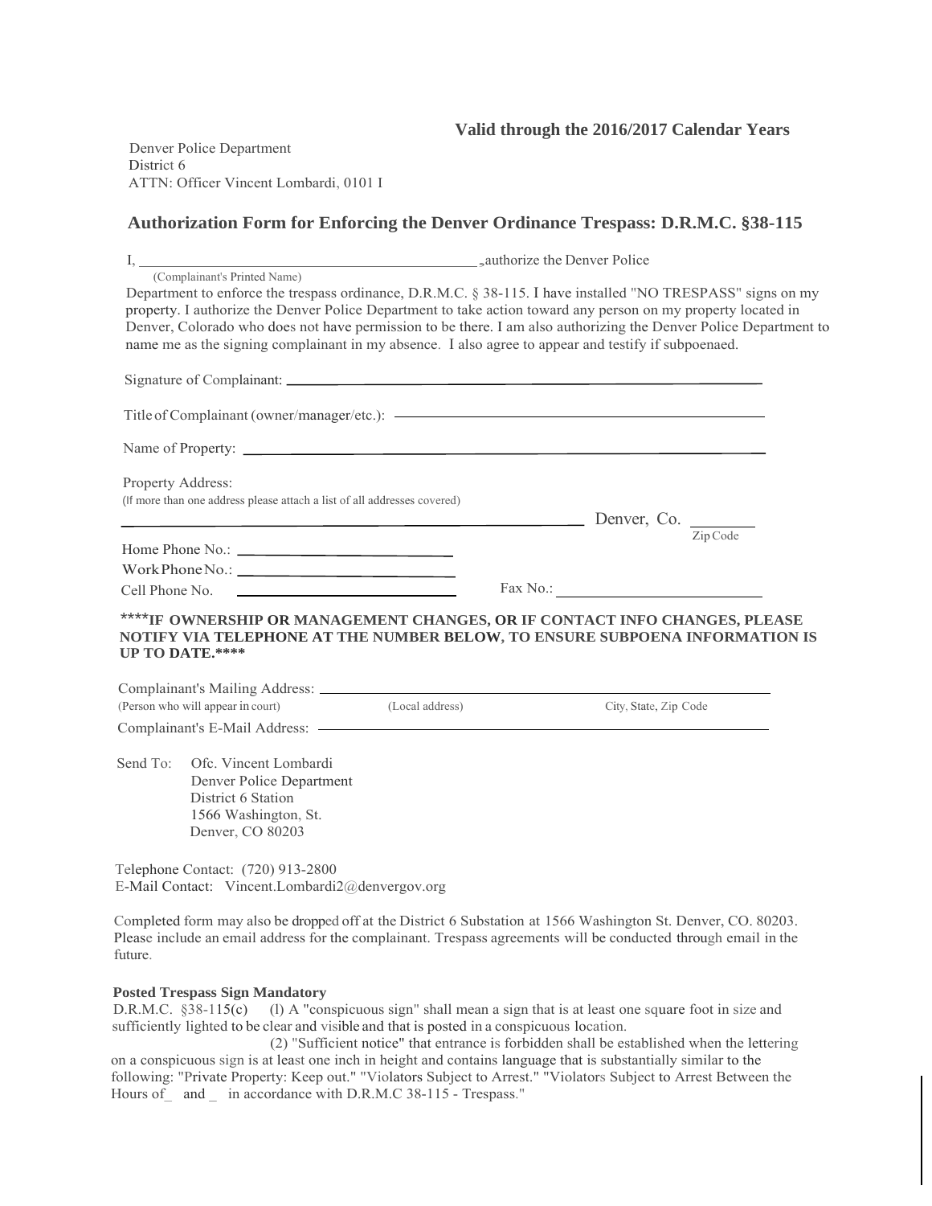**Valid through the 2016/2017 Calendar Years**

Denver Police Department
District 6
ATTN: Officer Vincent Lombardi, 0101 I

## Authorization Form for Enforcing the Denver Ordinance Trespass: D.R.M.C. §38-115

I, ____________________________________________, authorize the Denver Police
(Complainant's Printed Name)
Department to enforce the trespass ordinance, D.R.M.C. § 38-115. I have installed "NO TRESPASS" signs on my property. I authorize the Denver Police Department to take action toward any person on my property located in Denver, Colorado who does not have permission to be there. I am also authorizing the Denver Police Department to name me as the signing complainant in my absence. I also agree to appear and testify if subpoenaed.

Signature of Complainant: ____________________________________________

Title of Complainant (owner/manager/etc.): ____________________________________________

Name of Property: ____________________________________________

Property Address:
(If more than one address please attach a list of all addresses covered)

____________________________________________ Denver, Co. ________
Zip Code

Home Phone No.: ______________________

Work Phone No.: ______________________

Cell Phone No. ______________________ Fax No.: ______________________

**\*\*\*\*IF OWNERSHIP OR MANAGEMENT CHANGES, OR IF CONTACT INFO CHANGES, PLEASE NOTIFY VIA TELEPHONE AT THE NUMBER BELOW, TO ENSURE SUBPOENA INFORMATION IS UP TO DATE.\*\*\*\***

Complainant's Mailing Address: ____________________________________________
(Person who will appear in court) (Local address) City, State, Zip Code

Complainant's E-Mail Address: ____________________________________________

Send To: Ofc. Vincent Lombardi
Denver Police Department
District 6 Station
1566 Washington, St.
Denver, CO 80203

Telephone Contact: (720) 913-2800
E-Mail Contact: Vincent.Lombardi2@denvergov.org

Completed form may also be dropped off at the District 6 Substation at 1566 Washington St. Denver, CO. 80203. Please include an email address for the complainant. Trespass agreements will be conducted through email in the future.

**Posted Trespass Sign Mandatory**

D.R.M.C. §38-115(c) (l) A "conspicuous sign" shall mean a sign that is at least one square foot in size and sufficiently lighted to be clear and visible and that is posted in a conspicuous location.

(2) "Sufficient notice" that entrance is forbidden shall be established when the lettering on a conspicuous sign is at least one inch in height and contains language that is substantially similar to the following: "Private Property: Keep out." "Violators Subject to Arrest." "Violators Subject to Arrest Between the Hours of_ and _ in accordance with D.R.M.C 38-115 - Trespass."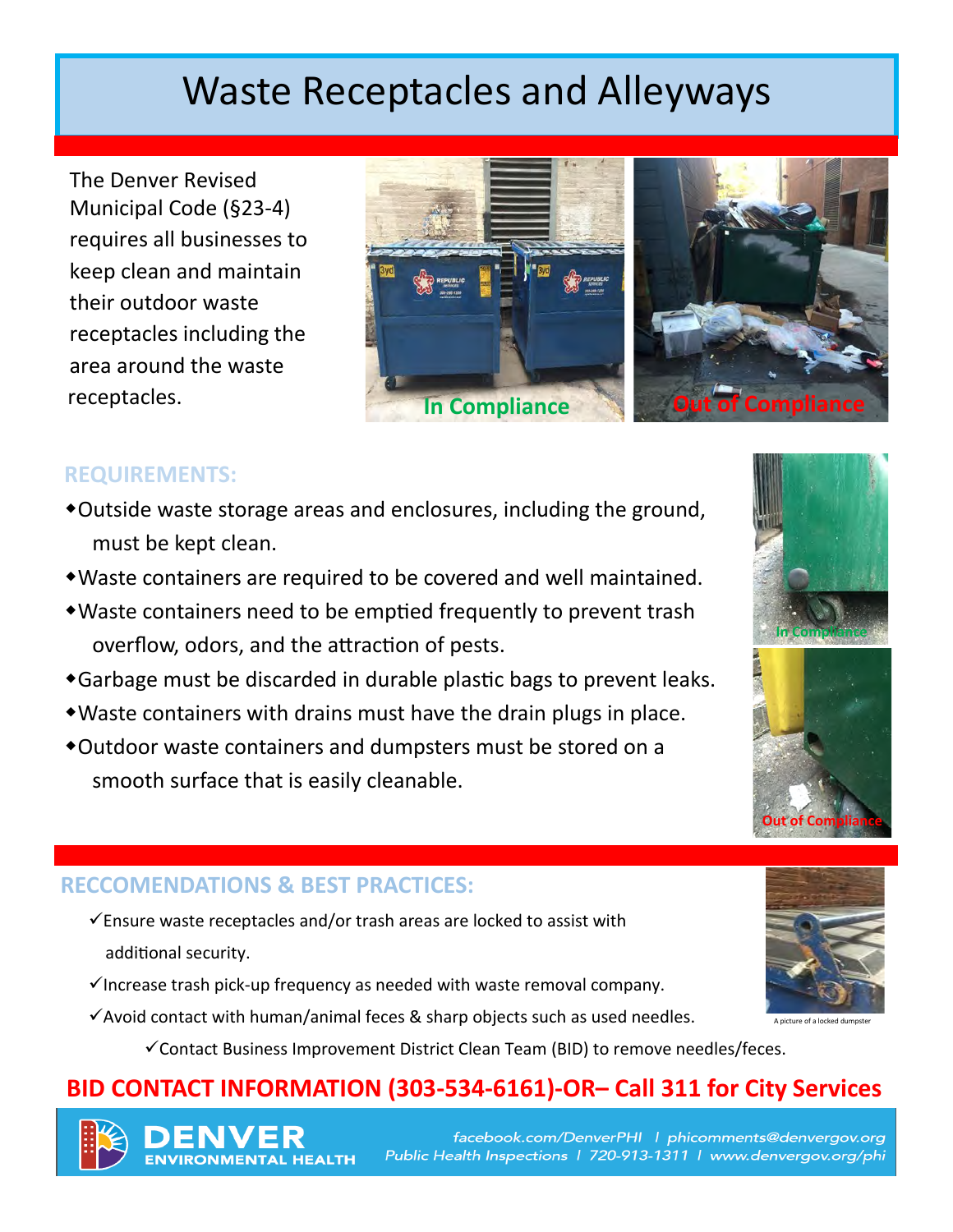# Waste Receptacles and Alleyways

The Denver Revised Municipal Code (§23-4) requires all businesses to keep clean and maintain their outdoor waste receptacles including the area around the waste receptacles.

In Compliance

Out of Compliance

## REQUIREMENTS:

- Outside waste storage areas and enclosures, including the ground, must be kept clean.
- Waste containers are required to be covered and well maintained.
- Waste containers need to be emptied frequently to prevent trash overflow, odors, and the attraction of pests.
- Garbage must be discarded in durable plastic bags to prevent leaks.
- Waste containers with drains must have the drain plugs in place.
- Outdoor waste containers and dumpsters must be stored on a smooth surface that is easily cleanable.

In Compliance

Out of Compliance

## RECCOMENDATIONS & BEST PRACTICES:

- ✓Ensure waste receptacles and/or trash areas are locked to assist with additional security.
- ✓Increase trash pick-up frequency as needed with waste removal company.
- ✓Avoid contact with human/animal feces & sharp objects such as used needles.
  - ✓Contact Business Improvement District Clean Team (BID) to remove needles/feces.

A picture of a locked dumpster

**BID CONTACT INFORMATION (303-534-6161)-OR– Call 311 for City Services**

DENVER ENVIRONMENTAL HEALTH

*facebook.com/DenverPHI | phicomments@denvergov.org*
*Public Health Inspections | 720-913-1311 | www.denvergov.org/phi*